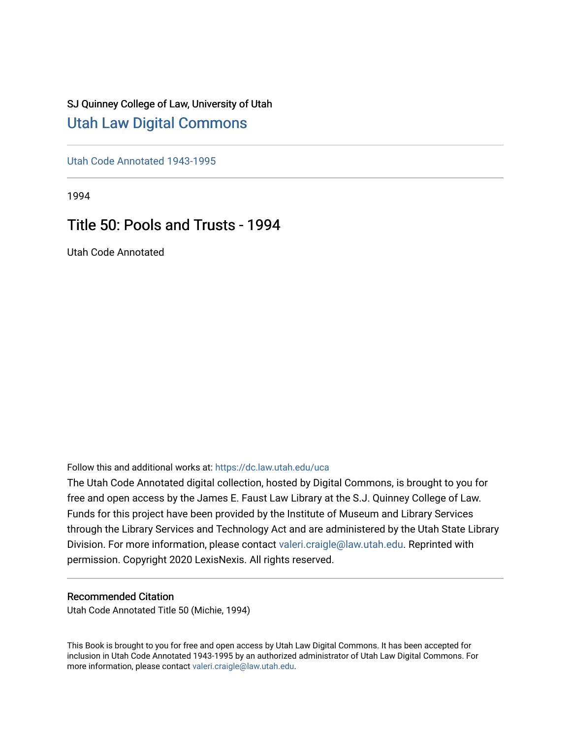SJ Quinney College of Law, University of Utah

# Utah Law Digital Commons

Utah Code Annotated 1943-1995

1994

## Title 50: Pools and Trusts - 1994

Utah Code Annotated

Follow this and additional works at: https://dc.law.utah.edu/uca

The Utah Code Annotated digital collection, hosted by Digital Commons, is brought to you for free and open access by the James E. Faust Law Library at the S.J. Quinney College of Law. Funds for this project have been provided by the Institute of Museum and Library Services through the Library Services and Technology Act and are administered by the Utah State Library Division. For more information, please contact valeri.craigle@law.utah.edu. Reprinted with permission. Copyright 2020 LexisNexis. All rights reserved.

### Recommended Citation

Utah Code Annotated Title 50 (Michie, 1994)

This Book is brought to you for free and open access by Utah Law Digital Commons. It has been accepted for inclusion in Utah Code Annotated 1943-1995 by an authorized administrator of Utah Law Digital Commons. For more information, please contact valeri.craigle@law.utah.edu.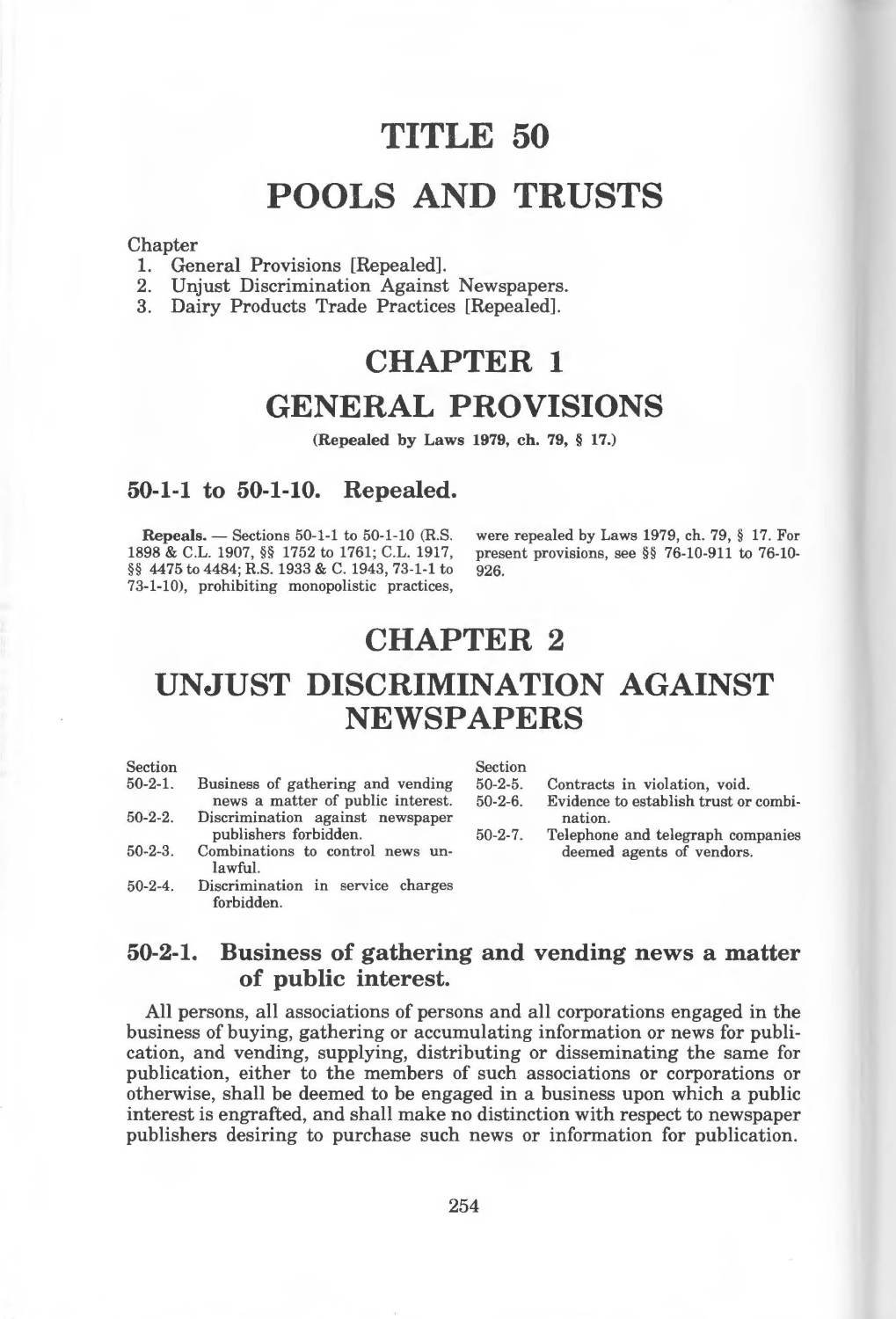# TITLE 50

# POOLS AND TRUSTS

Chapter
1. General Provisions [Repealed].
2. Unjust Discrimination Against Newspapers.
3. Dairy Products Trade Practices [Repealed].

## CHAPTER 1

## GENERAL PROVISIONS

(Repealed by Laws 1979, ch. 79, § 17.)

### 50-1-1 to 50-1-10. Repealed.

**Repeals.** — Sections 50-1-1 to 50-1-10 (R.S. 1898 & C.L. 1907, §§ 1752 to 1761; C.L. 1917, §§ 4475 to 4484; R.S. 1933 & C. 1943, 73-1-1 to 73-1-10), prohibiting monopolistic practices, were repealed by Laws 1979, ch. 79, § 17. For present provisions, see §§ 76-10-911 to 76-10-926.

## CHAPTER 2

## UNJUST DISCRIMINATION AGAINST NEWSPAPERS

| Section | |
|---|---|
| 50-2-1. | Business of gathering and vending news a matter of public interest. |
| 50-2-2. | Discrimination against newspaper publishers forbidden. |
| 50-2-3. | Combinations to control news unlawful. |
| 50-2-4. | Discrimination in service charges forbidden. |
| 50-2-5. | Contracts in violation, void. |
| 50-2-6. | Evidence to establish trust or combination. |
| 50-2-7. | Telephone and telegraph companies deemed agents of vendors. |

### 50-2-1. Business of gathering and vending news a matter of public interest.

All persons, all associations of persons and all corporations engaged in the business of buying, gathering or accumulating information or news for publication, and vending, supplying, distributing or disseminating the same for publication, either to the members of such associations or corporations or otherwise, shall be deemed to be engaged in a business upon which a public interest is engrafted, and shall make no distinction with respect to newspaper publishers desiring to purchase such news or information for publication.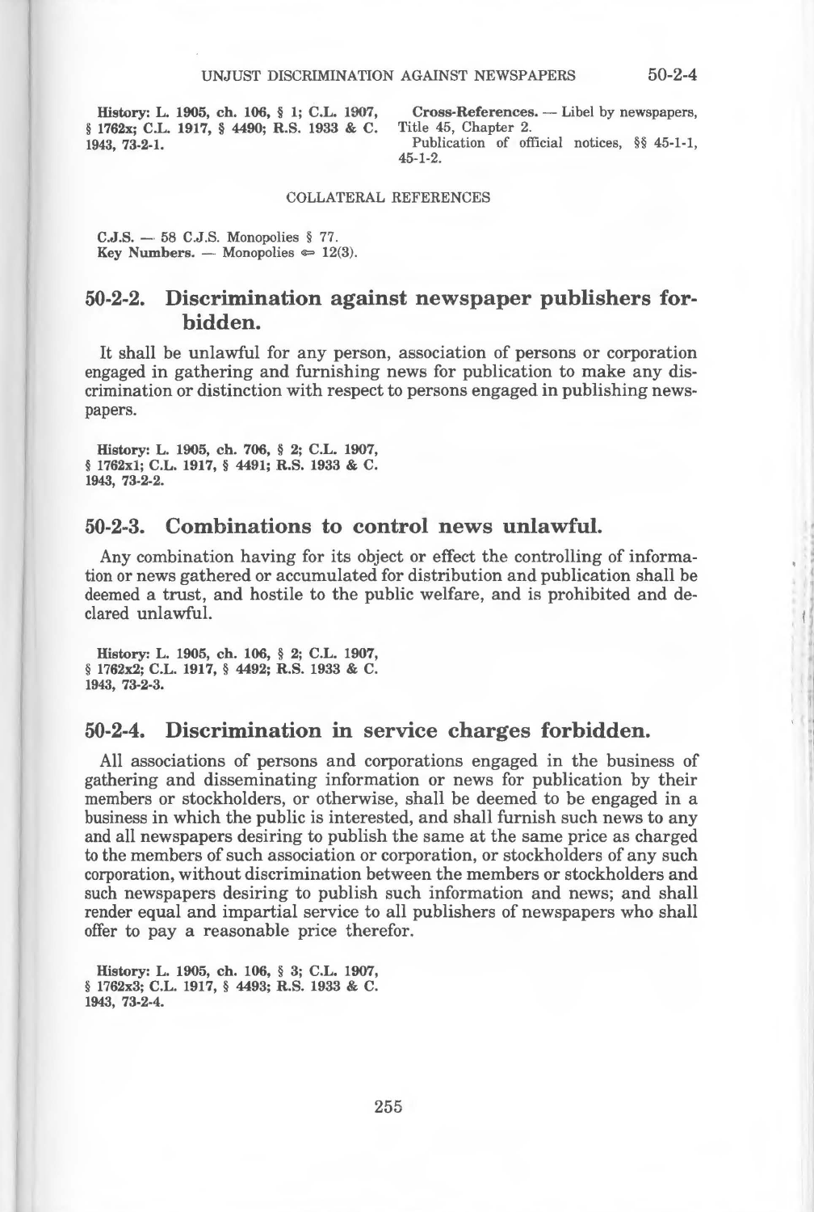History: L. 1905, ch. 106, § 1; C.L. 1907, § 1762x; C.L. 1917, § 4490; R.S. 1933 & C. 1943, 73-2-1.

Cross-References. — Libel by newspapers, Title 45, Chapter 2.

Publication of official notices, §§ 45-1-1, 45-1-2.

COLLATERAL REFERENCES

C.J.S. — 58 C.J.S. Monopolies § 77.
Key Numbers. — Monopolies ⇐ 12(3).

## 50-2-2. Discrimination against newspaper publishers forbidden.

It shall be unlawful for any person, association of persons or corporation engaged in gathering and furnishing news for publication to make any discrimination or distinction with respect to persons engaged in publishing newspapers.

History: L. 1905, ch. 706, § 2; C.L. 1907, § 1762x1; C.L. 1917, § 4491; R.S. 1933 & C. 1943, 73-2-2.

## 50-2-3. Combinations to control news unlawful.

Any combination having for its object or effect the controlling of information or news gathered or accumulated for distribution and publication shall be deemed a trust, and hostile to the public welfare, and is prohibited and declared unlawful.

History: L. 1905, ch. 106, § 2; C.L. 1907, § 1762x2; C.L. 1917, § 4492; R.S. 1933 & C. 1943, 73-2-3.

## 50-2-4. Discrimination in service charges forbidden.

All associations of persons and corporations engaged in the business of gathering and disseminating information or news for publication by their members or stockholders, or otherwise, shall be deemed to be engaged in a business in which the public is interested, and shall furnish such news to any and all newspapers desiring to publish the same at the same price as charged to the members of such association or corporation, or stockholders of any such corporation, without discrimination between the members or stockholders and such newspapers desiring to publish such information and news; and shall render equal and impartial service to all publishers of newspapers who shall offer to pay a reasonable price therefor.

History: L. 1905, ch. 106, § 3; C.L. 1907, § 1762x3; C.L. 1917, § 4493; R.S. 1933 & C. 1943, 73-2-4.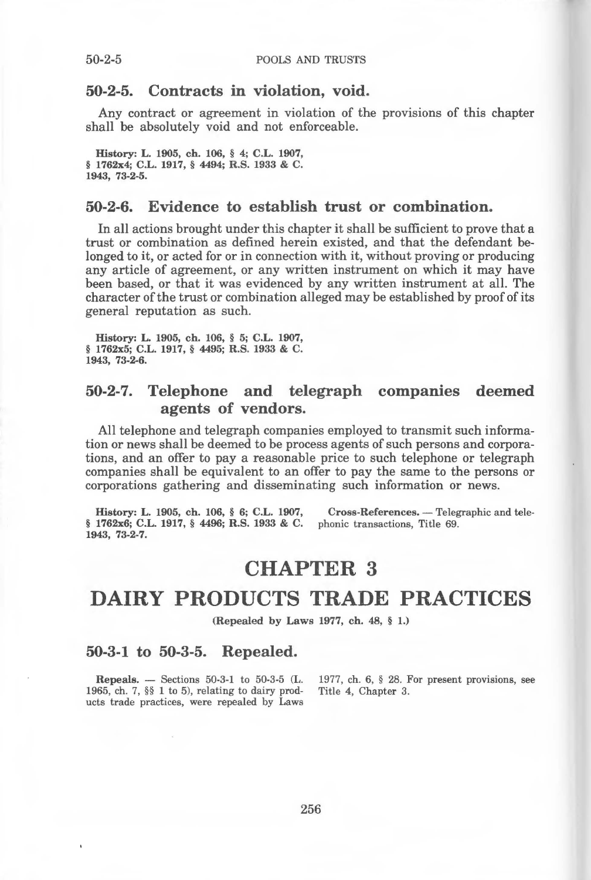## 50-2-5. Contracts in violation, void.

Any contract or agreement in violation of the provisions of this chapter shall be absolutely void and not enforceable.

**History: L. 1905, ch. 106, § 4; C.L. 1907, § 1762x4; C.L. 1917, § 4494; R.S. 1933 & C. 1943, 73-2-5.**

## 50-2-6. Evidence to establish trust or combination.

In all actions brought under this chapter it shall be sufficient to prove that a trust or combination as defined herein existed, and that the defendant belonged to it, or acted for or in connection with it, without proving or producing any article of agreement, or any written instrument on which it may have been based, or that it was evidenced by any written instrument at all. The character of the trust or combination alleged may be established by proof of its general reputation as such.

**History: L. 1905, ch. 106, § 5; C.L. 1907, § 1762x5; C.L. 1917, § 4495; R.S. 1933 & C. 1943, 73-2-6.**

## 50-2-7. Telephone and telegraph companies deemed agents of vendors.

All telephone and telegraph companies employed to transmit such information or news shall be deemed to be process agents of such persons and corporations, and an offer to pay a reasonable price to such telephone or telegraph companies shall be equivalent to an offer to pay the same to the persons or corporations gathering and disseminating such information or news.

**History: L. 1905, ch. 106, § 6; C.L. 1907, § 1762x6; C.L. 1917, § 4496; R.S. 1933 & C. 1943, 73-2-7.**

**Cross-References.** — Telegraphic and telephonic transactions, Title 69.

# CHAPTER 3

# DAIRY PRODUCTS TRADE PRACTICES

(Repealed by Laws 1977, ch. 48, § 1.)

## 50-3-1 to 50-3-5. Repealed.

**Repeals.** — Sections 50-3-1 to 50-3-5 (L. 1965, ch. 7, §§ 1 to 5), relating to dairy products trade practices, were repealed by Laws 1977, ch. 6, § 28. For present provisions, see Title 4, Chapter 3.